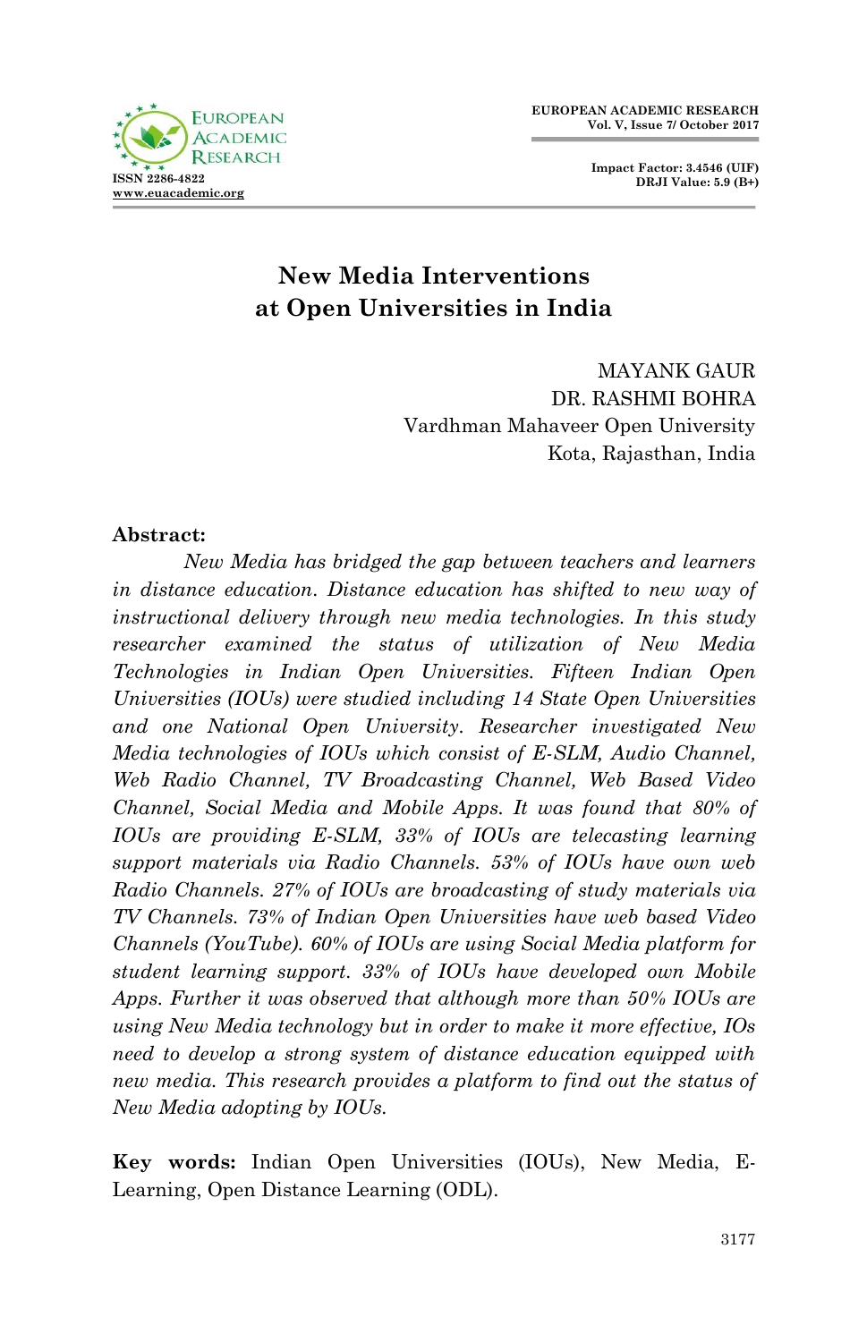# New Media Interventions at Open Universities in India

MAYANK GAUR
DR. RASHMI BOHRA
Vardhman Mahaveer Open University
Kota, Rajasthan, India

**Abstract:**

*New Media has bridged the gap between teachers and learners in distance education. Distance education has shifted to new way of instructional delivery through new media technologies. In this study researcher examined the status of utilization of New Media Technologies in Indian Open Universities. Fifteen Indian Open Universities (IOUs) were studied including 14 State Open Universities and one National Open University. Researcher investigated New Media technologies of IOUs which consist of E-SLM, Audio Channel, Web Radio Channel, TV Broadcasting Channel, Web Based Video Channel, Social Media and Mobile Apps. It was found that 80% of IOUs are providing E-SLM, 33% of IOUs are telecasting learning support materials via Radio Channels. 53% of IOUs have own web Radio Channels. 27% of IOUs are broadcasting of study materials via TV Channels. 73% of Indian Open Universities have web based Video Channels (YouTube). 60% of IOUs are using Social Media platform for student learning support. 33% of IOUs have developed own Mobile Apps. Further it was observed that although more than 50% IOUs are using New Media technology but in order to make it more effective, IOs need to develop a strong system of distance education equipped with new media. This research provides a platform to find out the status of New Media adopting by IOUs.*

**Key words:** Indian Open Universities (IOUs), New Media, E-Learning, Open Distance Learning (ODL).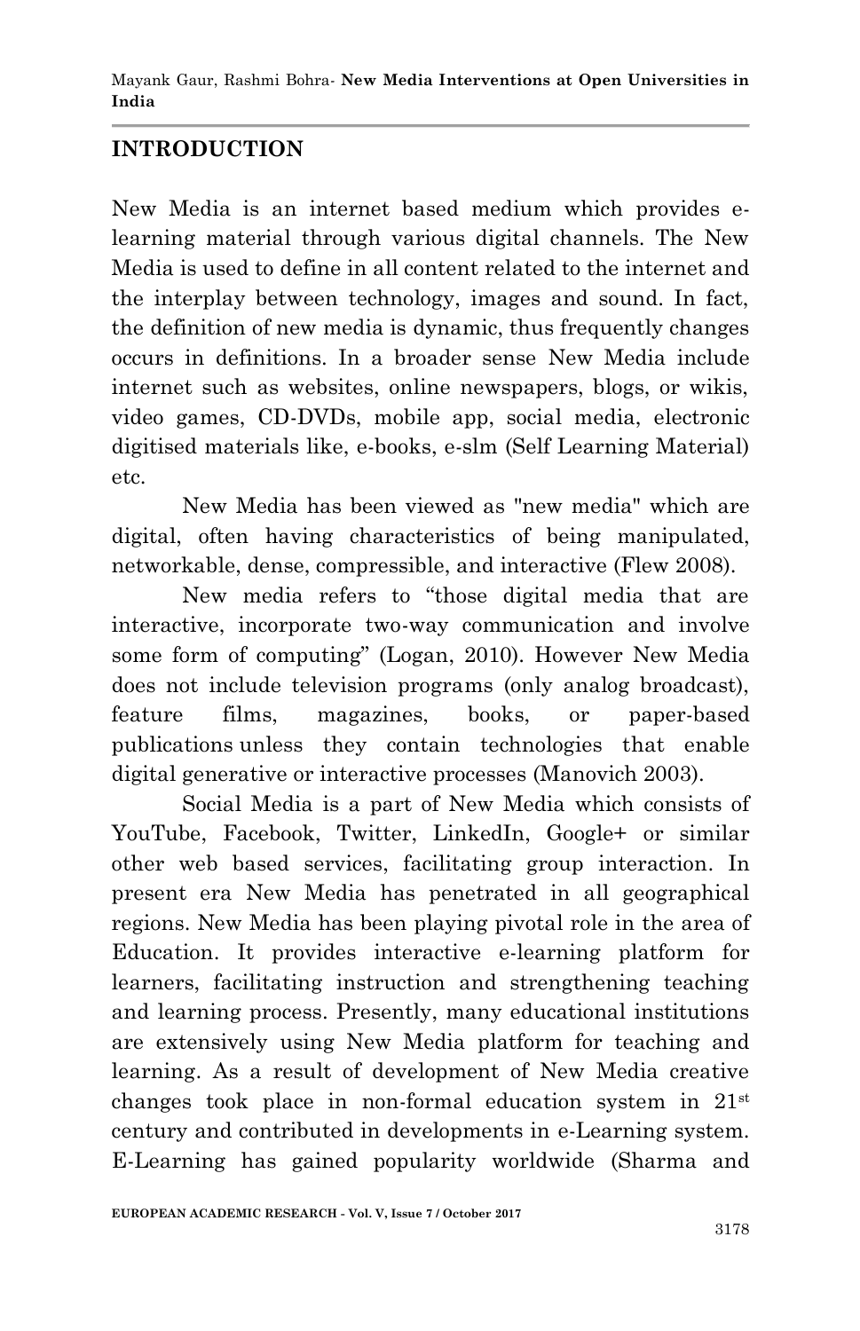## INTRODUCTION

New Media is an internet based medium which provides e-learning material through various digital channels. The New Media is used to define in all content related to the internet and the interplay between technology, images and sound. In fact, the definition of new media is dynamic, thus frequently changes occurs in definitions. In a broader sense New Media include internet such as websites, online newspapers, blogs, or wikis, video games, CD-DVDs, mobile app, social media, electronic digitised materials like, e-books, e-slm (Self Learning Material) etc.

New Media has been viewed as "new media" which are digital, often having characteristics of being manipulated, networkable, dense, compressible, and interactive (Flew 2008).

New media refers to "those digital media that are interactive, incorporate two-way communication and involve some form of computing" (Logan, 2010). However New Media does not include television programs (only analog broadcast), feature films, magazines, books, or paper-based publications unless they contain technologies that enable digital generative or interactive processes (Manovich 2003).

Social Media is a part of New Media which consists of YouTube, Facebook, Twitter, LinkedIn, Google+ or similar other web based services, facilitating group interaction. In present era New Media has penetrated in all geographical regions. New Media has been playing pivotal role in the area of Education. It provides interactive e-learning platform for learners, facilitating instruction and strengthening teaching and learning process. Presently, many educational institutions are extensively using New Media platform for teaching and learning. As a result of development of New Media creative changes took place in non-formal education system in 21st century and contributed in developments in e-Learning system. E-Learning has gained popularity worldwide (Sharma and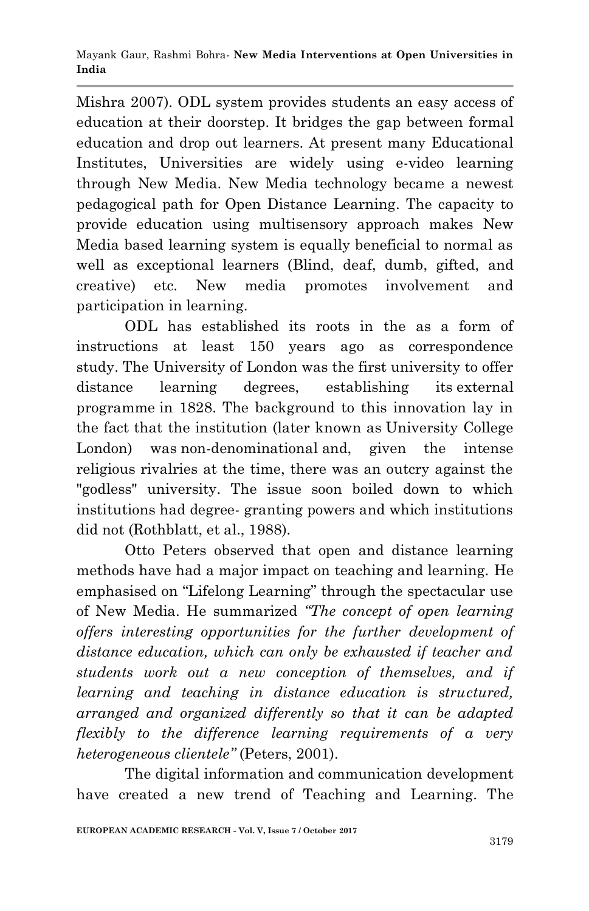Mishra 2007). ODL system provides students an easy access of education at their doorstep. It bridges the gap between formal education and drop out learners. At present many Educational Institutes, Universities are widely using e-video learning through New Media. New Media technology became a newest pedagogical path for Open Distance Learning. The capacity to provide education using multisensory approach makes New Media based learning system is equally beneficial to normal as well as exceptional learners (Blind, deaf, dumb, gifted, and creative) etc. New media promotes involvement and participation in learning.

ODL has established its roots in the as a form of instructions at least 150 years ago as correspondence study. The University of London was the first university to offer distance learning degrees, establishing its external programme in 1828. The background to this innovation lay in the fact that the institution (later known as University College London) was non-denominational and, given the intense religious rivalries at the time, there was an outcry against the "godless" university. The issue soon boiled down to which institutions had degree- granting powers and which institutions did not (Rothblatt, et al., 1988).

Otto Peters observed that open and distance learning methods have had a major impact on teaching and learning. He emphasised on "Lifelong Learning" through the spectacular use of New Media. He summarized *"The concept of open learning offers interesting opportunities for the further development of distance education, which can only be exhausted if teacher and students work out a new conception of themselves, and if learning and teaching in distance education is structured, arranged and organized differently so that it can be adapted flexibly to the difference learning requirements of a very heterogeneous clientele"* (Peters, 2001).

The digital information and communication development have created a new trend of Teaching and Learning. The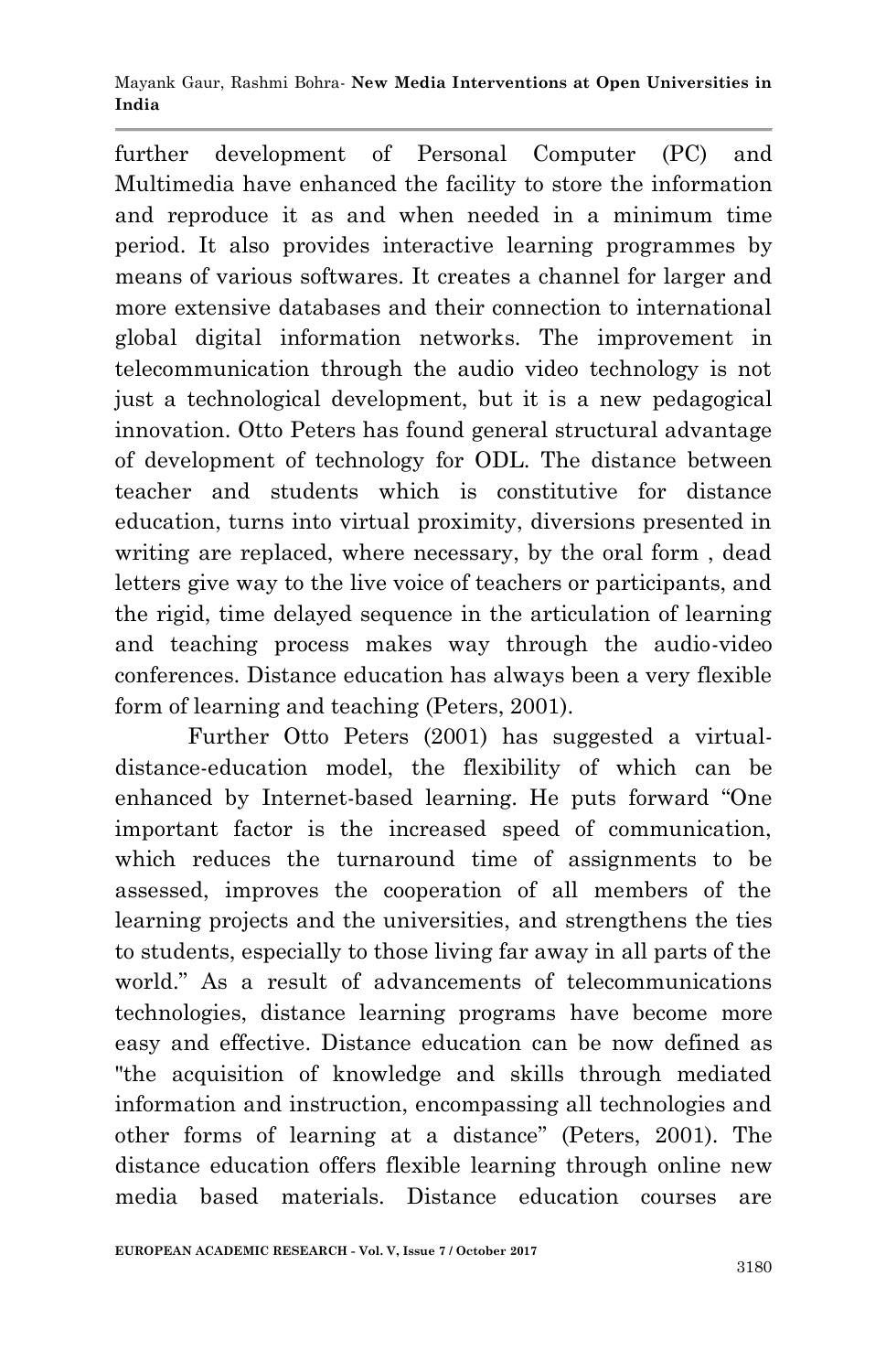further development of Personal Computer (PC) and Multimedia have enhanced the facility to store the information and reproduce it as and when needed in a minimum time period. It also provides interactive learning programmes by means of various softwares. It creates a channel for larger and more extensive databases and their connection to international global digital information networks. The improvement in telecommunication through the audio video technology is not just a technological development, but it is a new pedagogical innovation. Otto Peters has found general structural advantage of development of technology for ODL. The distance between teacher and students which is constitutive for distance education, turns into virtual proximity, diversions presented in writing are replaced, where necessary, by the oral form , dead letters give way to the live voice of teachers or participants, and the rigid, time delayed sequence in the articulation of learning and teaching process makes way through the audio-video conferences. Distance education has always been a very flexible form of learning and teaching (Peters, 2001).

Further Otto Peters (2001) has suggested a virtual-distance-education model, the flexibility of which can be enhanced by Internet-based learning. He puts forward "One important factor is the increased speed of communication, which reduces the turnaround time of assignments to be assessed, improves the cooperation of all members of the learning projects and the universities, and strengthens the ties to students, especially to those living far away in all parts of the world." As a result of advancements of telecommunications technologies, distance learning programs have become more easy and effective. Distance education can be now defined as "the acquisition of knowledge and skills through mediated information and instruction, encompassing all technologies and other forms of learning at a distance" (Peters, 2001). The distance education offers flexible learning through online new media based materials. Distance education courses are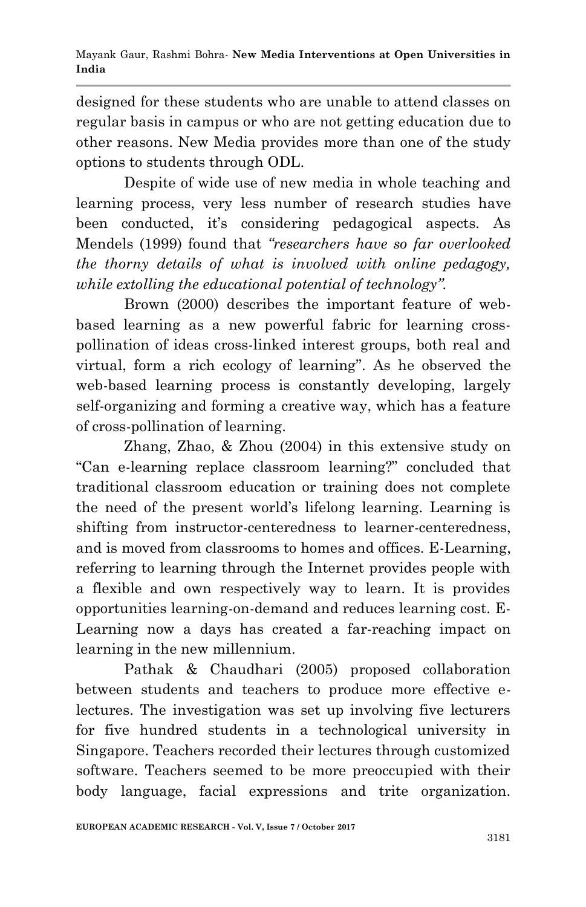designed for these students who are unable to attend classes on regular basis in campus or who are not getting education due to other reasons. New Media provides more than one of the study options to students through ODL.

Despite of wide use of new media in whole teaching and learning process, very less number of research studies have been conducted, it's considering pedagogical aspects. As Mendels (1999) found that *"researchers have so far overlooked the thorny details of what is involved with online pedagogy, while extolling the educational potential of technology"*.

Brown (2000) describes the important feature of web-based learning as a new powerful fabric for learning cross-pollination of ideas cross-linked interest groups, both real and virtual, form a rich ecology of learning". As he observed the web-based learning process is constantly developing, largely self-organizing and forming a creative way, which has a feature of cross-pollination of learning.

Zhang, Zhao, & Zhou (2004) in this extensive study on "Can e-learning replace classroom learning?" concluded that traditional classroom education or training does not complete the need of the present world's lifelong learning. Learning is shifting from instructor-centeredness to learner-centeredness, and is moved from classrooms to homes and offices. E-Learning, referring to learning through the Internet provides people with a flexible and own respectively way to learn. It is provides opportunities learning-on-demand and reduces learning cost. E-Learning now a days has created a far-reaching impact on learning in the new millennium.

Pathak & Chaudhari (2005) proposed collaboration between students and teachers to produce more effective e-lectures. The investigation was set up involving five lecturers for five hundred students in a technological university in Singapore. Teachers recorded their lectures through customized software. Teachers seemed to be more preoccupied with their body language, facial expressions and trite organization.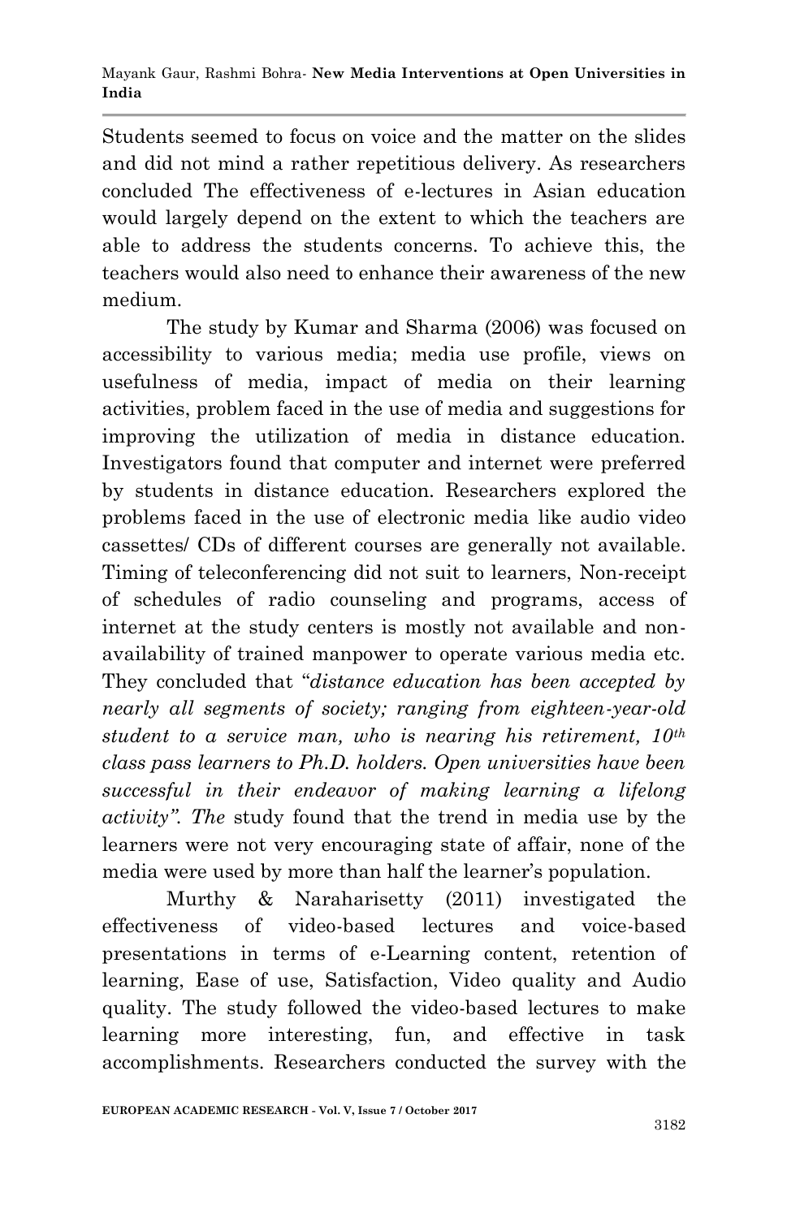Students seemed to focus on voice and the matter on the slides and did not mind a rather repetitious delivery. As researchers concluded The effectiveness of e-lectures in Asian education would largely depend on the extent to which the teachers are able to address the students concerns. To achieve this, the teachers would also need to enhance their awareness of the new medium.

The study by Kumar and Sharma (2006) was focused on accessibility to various media; media use profile, views on usefulness of media, impact of media on their learning activities, problem faced in the use of media and suggestions for improving the utilization of media in distance education. Investigators found that computer and internet were preferred by students in distance education. Researchers explored the problems faced in the use of electronic media like audio video cassettes/ CDs of different courses are generally not available. Timing of teleconferencing did not suit to learners, Non-receipt of schedules of radio counseling and programs, access of internet at the study centers is mostly not available and non-availability of trained manpower to operate various media etc. They concluded that "*distance education has been accepted by nearly all segments of society; ranging from eighteen-year-old student to a service man, who is nearing his retirement, 10th class pass learners to Ph.D. holders. Open universities have been successful in their endeavor of making learning a lifelong activity". The* study found that the trend in media use by the learners were not very encouraging state of affair, none of the media were used by more than half the learner's population.

Murthy & Naraharisetty (2011) investigated the effectiveness of video-based lectures and voice-based presentations in terms of e-Learning content, retention of learning, Ease of use, Satisfaction, Video quality and Audio quality. The study followed the video-based lectures to make learning more interesting, fun, and effective in task accomplishments. Researchers conducted the survey with the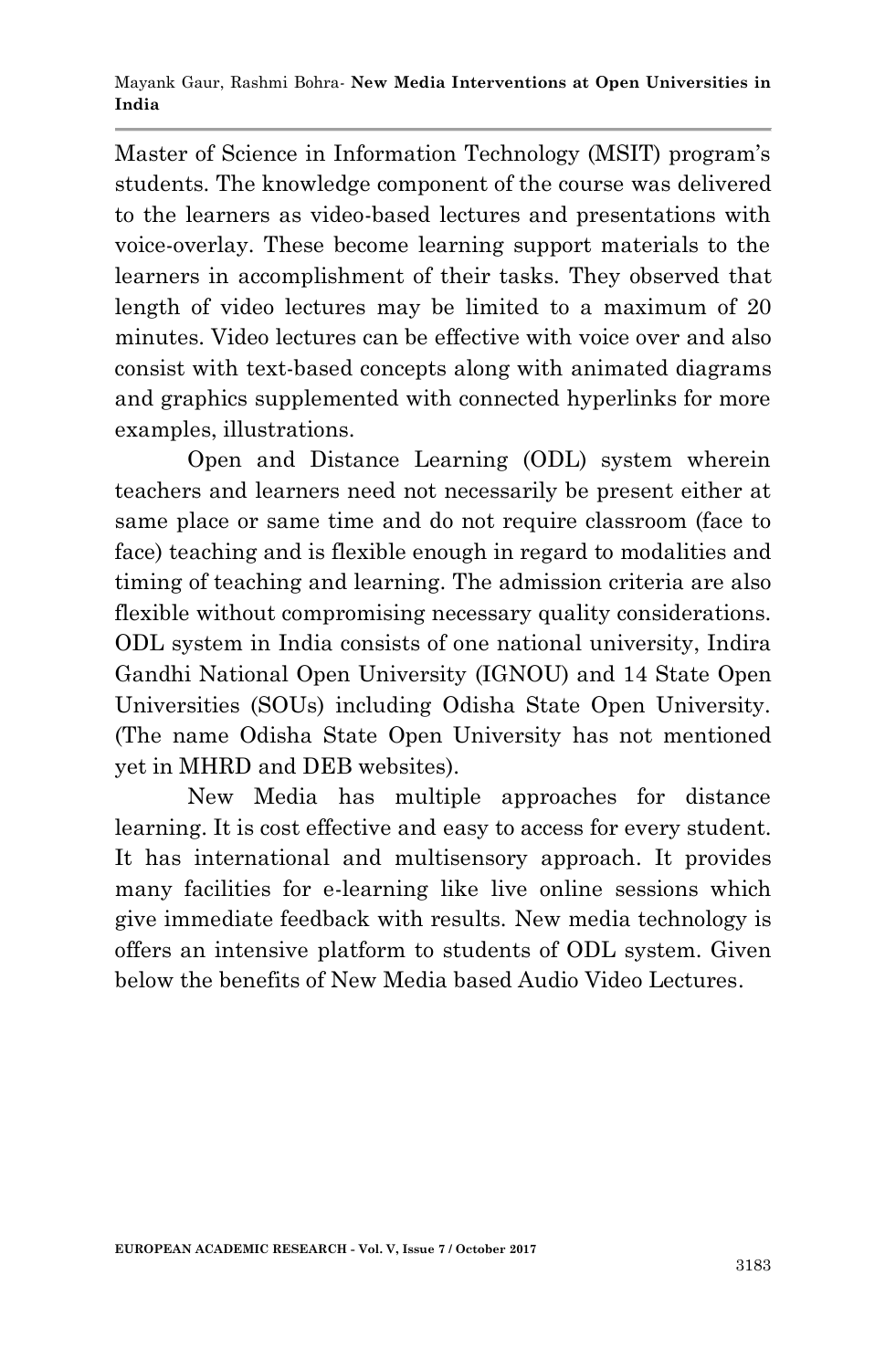Master of Science in Information Technology (MSIT) program's students. The knowledge component of the course was delivered to the learners as video-based lectures and presentations with voice-overlay. These become learning support materials to the learners in accomplishment of their tasks. They observed that length of video lectures may be limited to a maximum of 20 minutes. Video lectures can be effective with voice over and also consist with text-based concepts along with animated diagrams and graphics supplemented with connected hyperlinks for more examples, illustrations.

Open and Distance Learning (ODL) system wherein teachers and learners need not necessarily be present either at same place or same time and do not require classroom (face to face) teaching and is flexible enough in regard to modalities and timing of teaching and learning. The admission criteria are also flexible without compromising necessary quality considerations. ODL system in India consists of one national university, Indira Gandhi National Open University (IGNOU) and 14 State Open Universities (SOUs) including Odisha State Open University. (The name Odisha State Open University has not mentioned yet in MHRD and DEB websites).

New Media has multiple approaches for distance learning. It is cost effective and easy to access for every student. It has international and multisensory approach. It provides many facilities for e-learning like live online sessions which give immediate feedback with results. New media technology is offers an intensive platform to students of ODL system. Given below the benefits of New Media based Audio Video Lectures.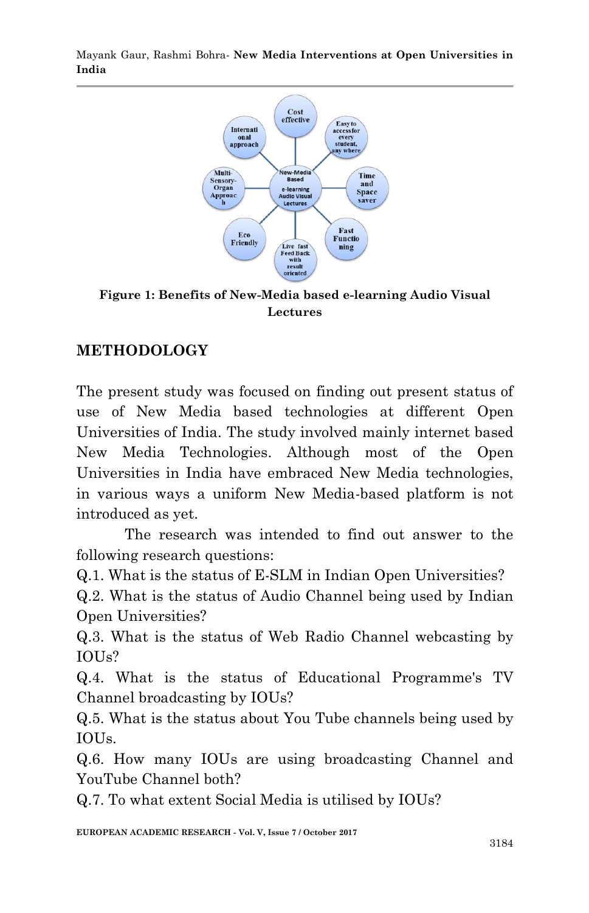**Figure 1: Benefits of New-Media based e-learning Audio Visual Lectures**

## METHODOLOGY

The present study was focused on finding out present status of use of New Media based technologies at different Open Universities of India. The study involved mainly internet based New Media Technologies. Although most of the Open Universities in India have embraced New Media technologies, in various ways a uniform New Media-based platform is not introduced as yet.

The research was intended to find out answer to the following research questions:

Q.1. What is the status of E-SLM in Indian Open Universities?

Q.2. What is the status of Audio Channel being used by Indian Open Universities?

Q.3. What is the status of Web Radio Channel webcasting by IOUs?

Q.4. What is the status of Educational Programme's TV Channel broadcasting by IOUs?

Q.5. What is the status about You Tube channels being used by IOUs.

Q.6. How many IOUs are using broadcasting Channel and YouTube Channel both?

Q.7. To what extent Social Media is utilised by IOUs?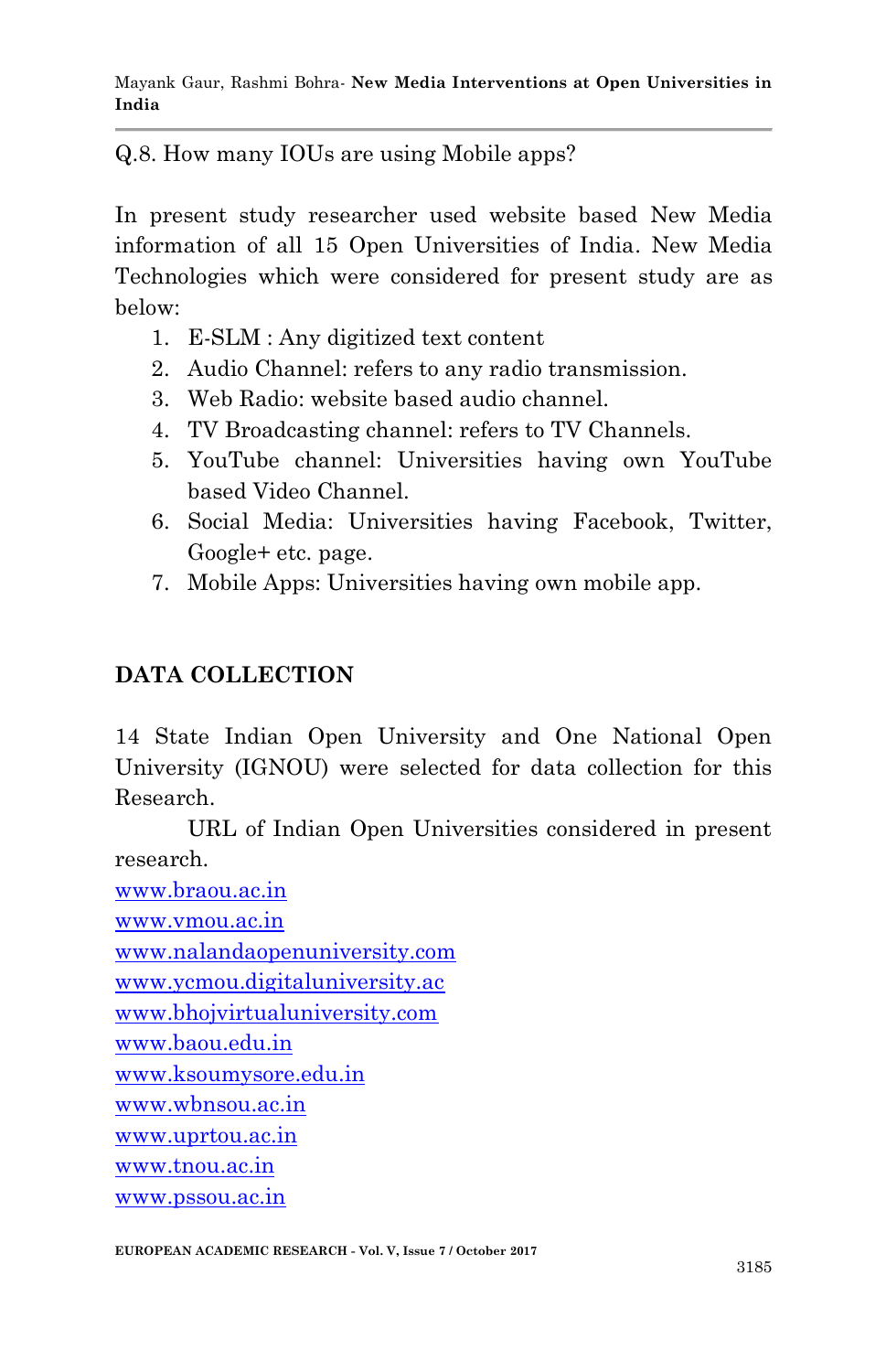Q.8. How many IOUs are using Mobile apps?

In present study researcher used website based New Media information of all 15 Open Universities of India. New Media Technologies which were considered for present study are as below:

1. E-SLM : Any digitized text content
2. Audio Channel: refers to any radio transmission.
3. Web Radio: website based audio channel.
4. TV Broadcasting channel: refers to TV Channels.
5. YouTube channel: Universities having own YouTube based Video Channel.
6. Social Media: Universities having Facebook, Twitter, Google+ etc. page.
7. Mobile Apps: Universities having own mobile app.

## DATA COLLECTION

14 State Indian Open University and One National Open University (IGNOU) were selected for data collection for this Research.

URL of Indian Open Universities considered in present research.

www.braou.ac.in
www.vmou.ac.in
www.nalandaopenuniversity.com
www.ycmou.digitaluniversity.ac
www.bhojvirtualuniversity.com
www.baou.edu.in
www.ksoumysore.edu.in
www.wbnsou.ac.in
www.uprtou.ac.in
www.tnou.ac.in
www.pssou.ac.in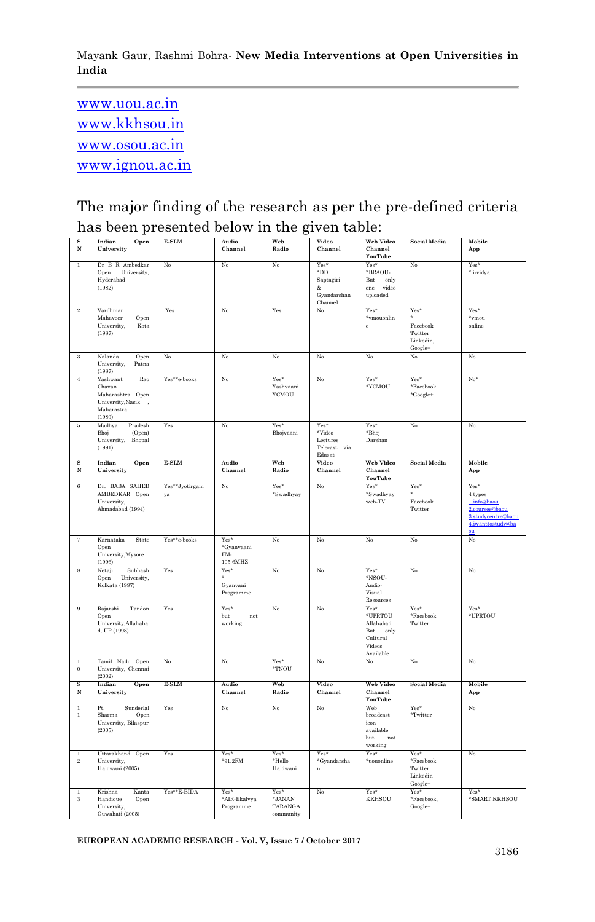www.uou.ac.in
www.kkhsou.in
www.osou.ac.in
www.ignou.ac.in

The major finding of the research as per the pre-defined criteria has been presented below in the given table:

| S N | Indian Open University | E-SLM | Audio Channel | Web Radio | Video Channel | Web Video Channel YouTube | Social Media | Mobile App |
|---|---|---|---|---|---|---|---|---|
| 1 | Dr B R Ambedkar Open University, Hyderabad (1982) | No | No | No | Yes* *DD Saptagiri & Gyandarshan Channel | Yes* *BRAOU- But only one video uploaded | No | Yes* * i-vidya |
| 2 | Vardhman Mahaveer Open University, Kota (1987) | Yes | No | Yes | No | Yes* *vmouonline | Yes* * Facebook Twitter Linkedin, Google+ | Yes* *vmou online |
| 3 | Nalanda Open University, Patna (1987) | No | No | No | No | No | No | No |
| 4 | Yashwant Rao Chavan Maharashtra Open University,Nasik , Maharastra (1989) | Yes**e-books | No | Yes* Yashvaani YCMOU | No | Yes* *YCMOU | Yes* *Facebook *Google+ | No* |
| 5 | Madhya Pradesh Bhoj (Open) University, Bhopal (1991) | Yes | No | Yes* Bhojvaani | Yes* *Video Lectures Telecast via Edusat | Yes* *Bhoj Darshan | No | No |
| 6 | Dr. BABA SAHEB AMBEDKAR Open University, Ahmadabad (1994) | Yes**Jyotirgamya | No | Yes* *Swadhyay | No | Yes* *Swadhyay web-TV | Yes* * Facebook Twitter | Yes* 4 types 1.info@baou 2.courses@baou 3.studycentre@baou 4.iwanttostudy@baou |
| 7 | Karnataka State Open University,Mysore (1996) | Yes**e-books | Yes* *Gyanvaani FM-105.6MHZ | No | No | No | No | No |
| 8 | Netaji Subhash Open University, Kolkata (1997) | Yes | Yes* * Gyanvani Programme | No | No | Yes* *NSOU-Audio-Visual Resources | No | No |
| 9 | Rajarshi Tandon Open University,Allahabad, UP (1998) | Yes | Yes* but not working | No | No | Yes* *UPRTOU Allahabad But only Cultural Videos Available | Yes* *Facebook Twitter | Yes* *UPRTOU |
| 10 | Tamil Nadu Open University, Chennai (2002) | No | No | Yes* *TNOU | No | No | No | No |
| 11 | Pt. Sunderlal Sharma Open University, Bilaspur (2005) | Yes | No | No | No | Web broadcast icon available but not working | Yes* *Twitter | No |
| 12 | Uttarakhand Open University, Haldwani (2005) | Yes | Yes* *91.2FM | Yes* *Hello Haldwani | Yes* *Gyandarshan | Yes* *uouonline | Yes* *Facebook Twitter Linkedin Google+ | No |
| 13 | Krishna Kanta Handique Open University, Guwahati (2005) | Yes**E-BIDA | Yes* *AIR-Ekalvya Programme | Yes* *JANAN TARANGA community | No | Yes* KKHSOU | Yes* *Facebook, Google+ | Yes* *SMART KKHSOU |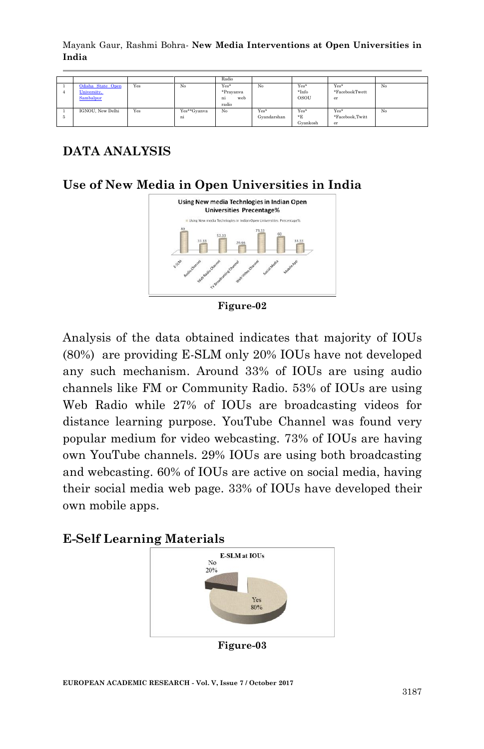| | | | | Radio | | | | |
|---|---|---|---|---|---|---|---|---|
| 14 | Odisha State Open University, Sambalpur | Yes | No | Yes* *Prayanvani web radio | No | Yes* *Info OSOU | Yes* *FacebookTwitter | No |
| 15 | IGNOU, New Delhi | Yes | Yes**Gyanvani | No | Yes* Gyandarshan | Yes* *E Gyankosh | Yes* *Facebook,Twitter | No |

## DATA ANALYSIS

### Use of New Media in Open Universities in India

Figure-02

Analysis of the data obtained indicates that majority of IOUs (80%) are providing E-SLM only 20% IOUs have not developed any such mechanism. Around 33% of IOUs are using audio channels like FM or Community Radio. 53% of IOUs are using Web Radio while 27% of IOUs are broadcasting videos for distance learning purpose. YouTube Channel was found very popular medium for video webcasting. 73% of IOUs are having own YouTube channels. 29% IOUs are using both broadcasting and webcasting. 60% of IOUs are active on social media, having their social media web page. 33% of IOUs have developed their own mobile apps.

### E-Self Learning Materials

Figure-03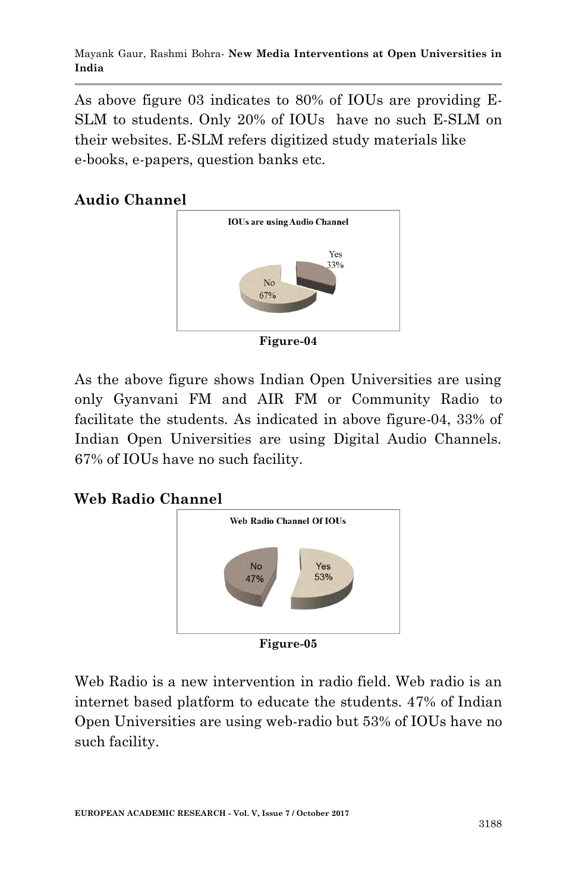As above figure 03 indicates to 80% of IOUs are providing E-SLM to students. Only 20% of IOUs have no such E-SLM on their websites. E-SLM refers digitized study materials like e-books, e-papers, question banks etc.

## Audio Channel

IOUs are using Audio Channel

Yes 33%

No 67%

**Figure-04**

As the above figure shows Indian Open Universities are using only Gyanvani FM and AIR FM or Community Radio to facilitate the students. As indicated in above figure-04, 33% of Indian Open Universities are using Digital Audio Channels. 67% of IOUs have no such facility.

## Web Radio Channel

Web Radio Channel Of IOUs

No 47%

Yes 53%

**Figure-05**

Web Radio is a new intervention in radio field. Web radio is an internet based platform to educate the students. 47% of Indian Open Universities are using web-radio but 53% of IOUs have no such facility.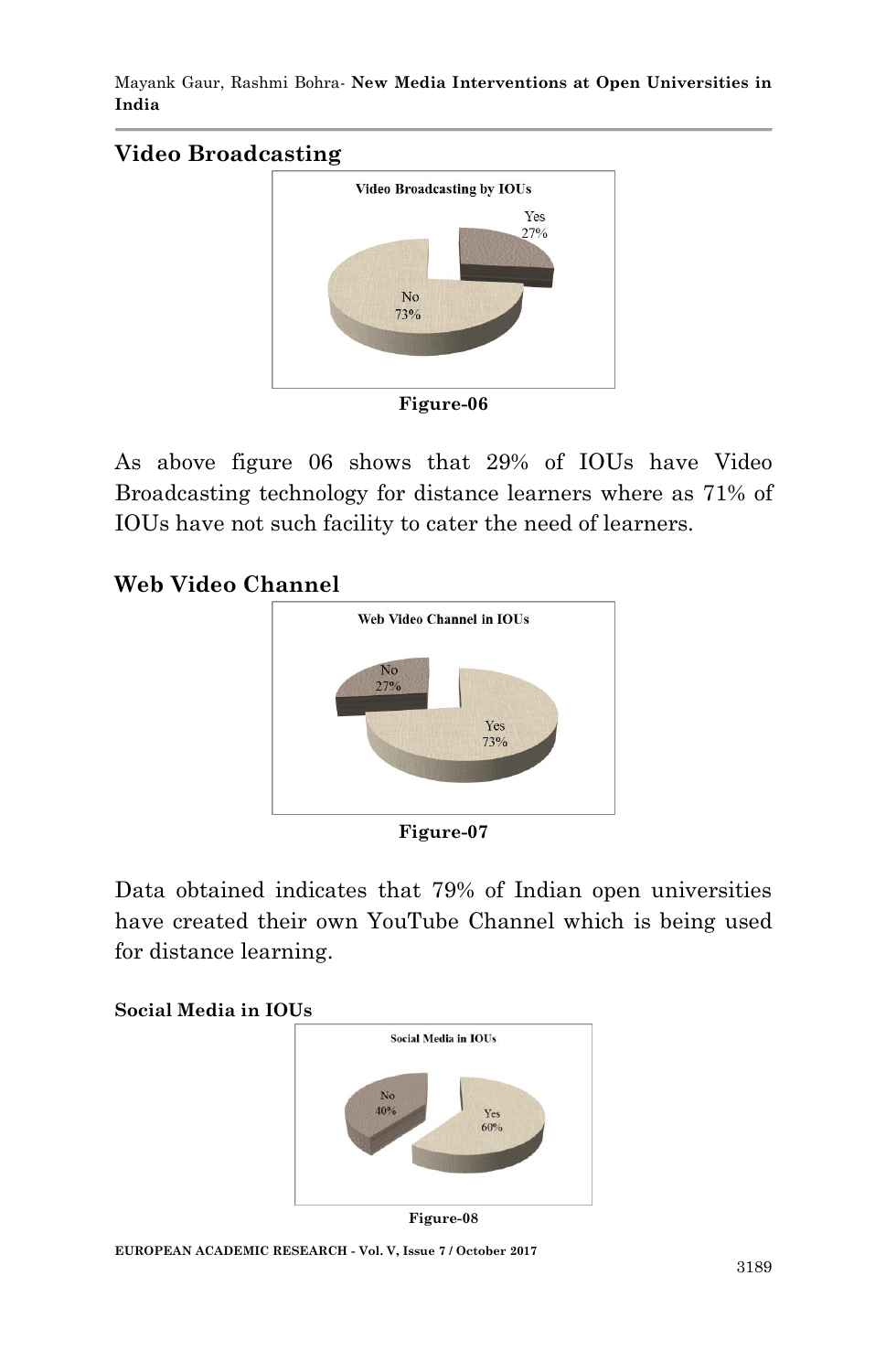## Video Broadcasting

Video Broadcasting by IOUs

Yes 27%

No 73%

Figure-06

As above figure 06 shows that 29% of IOUs have Video Broadcasting technology for distance learners where as 71% of IOUs have not such facility to cater the need of learners.

## Web Video Channel

Web Video Channel in IOUs

No 27%

Yes 73%

Figure-07

Data obtained indicates that 79% of Indian open universities have created their own YouTube Channel which is being used for distance learning.

### Social Media in IOUs

Social Media in IOUs

No 40%

Yes 60%

Figure-08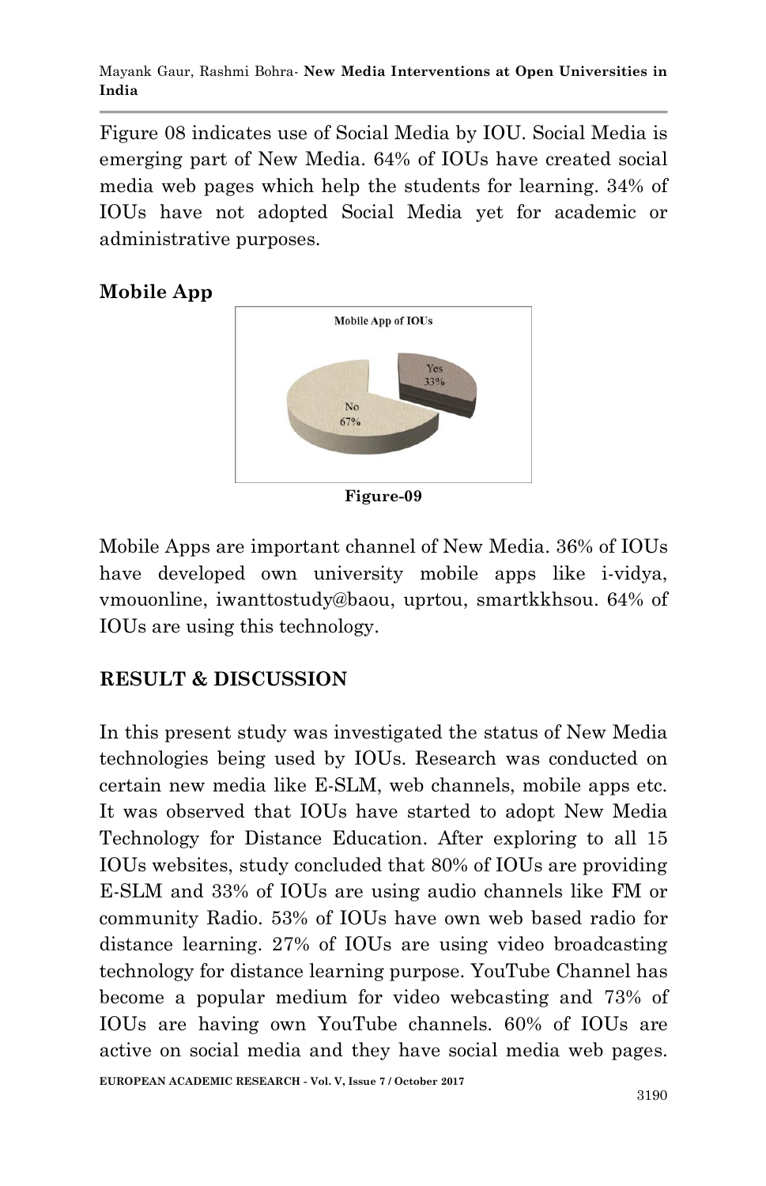Figure 08 indicates use of Social Media by IOU. Social Media is emerging part of New Media. 64% of IOUs have created social media web pages which help the students for learning. 34% of IOUs have not adopted Social Media yet for academic or administrative purposes.

## Mobile App

Mobile App of IOUs

Yes 33%

No 67%

**Figure-09**

Mobile Apps are important channel of New Media. 36% of IOUs have developed own university mobile apps like i-vidya, vmouonline, iwanttostudy@baou, uprtou, smartkkhsou. 64% of IOUs are using this technology.

## RESULT & DISCUSSION

In this present study was investigated the status of New Media technologies being used by IOUs. Research was conducted on certain new media like E-SLM, web channels, mobile apps etc. It was observed that IOUs have started to adopt New Media Technology for Distance Education. After exploring to all 15 IOUs websites, study concluded that 80% of IOUs are providing E-SLM and 33% of IOUs are using audio channels like FM or community Radio. 53% of IOUs have own web based radio for distance learning. 27% of IOUs are using video broadcasting technology for distance learning purpose. YouTube Channel has become a popular medium for video webcasting and 73% of IOUs are having own YouTube channels. 60% of IOUs are active on social media and they have social media web pages.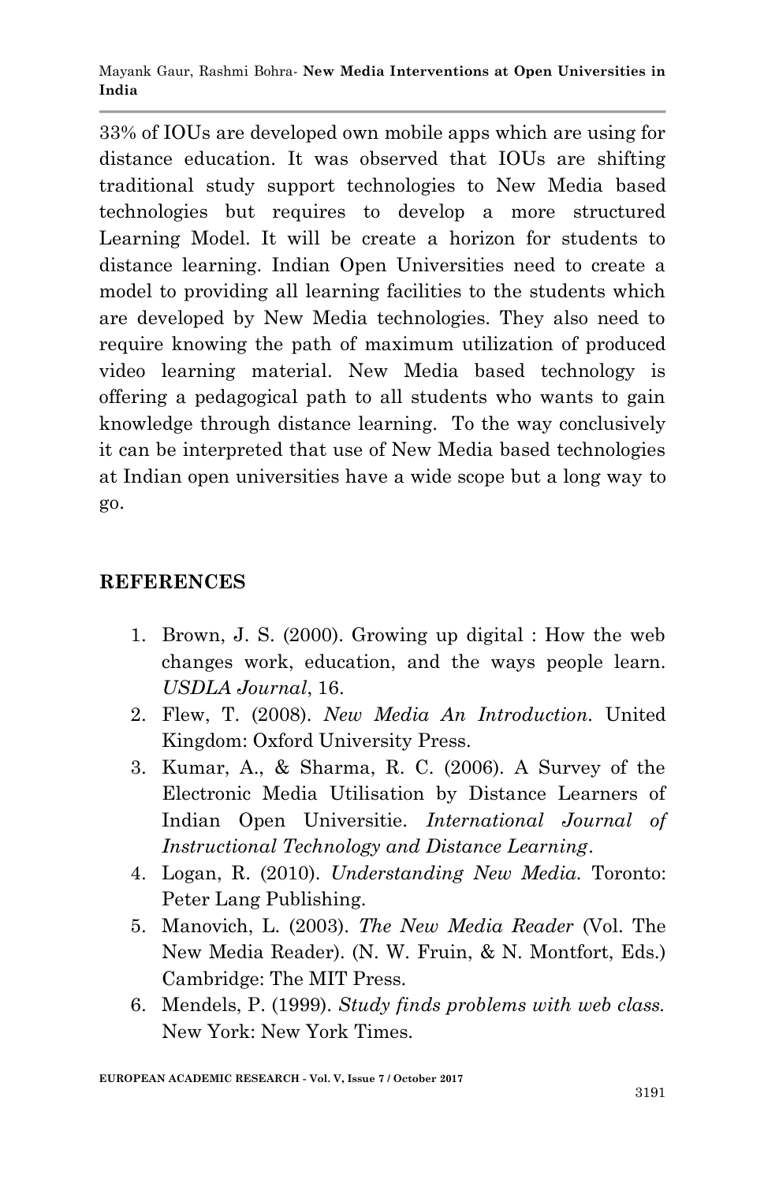33% of IOUs are developed own mobile apps which are using for distance education. It was observed that IOUs are shifting traditional study support technologies to New Media based technologies but requires to develop a more structured Learning Model. It will be create a horizon for students to distance learning. Indian Open Universities need to create a model to providing all learning facilities to the students which are developed by New Media technologies. They also need to require knowing the path of maximum utilization of produced video learning material. New Media based technology is offering a pedagogical path to all students who wants to gain knowledge through distance learning. To the way conclusively it can be interpreted that use of New Media based technologies at Indian open universities have a wide scope but a long way to go.

## REFERENCES

1. Brown, J. S. (2000). Growing up digital : How the web changes work, education, and the ways people learn. *USDLA Journal*, 16.
2. Flew, T. (2008). *New Media An Introduction.* United Kingdom: Oxford University Press.
3. Kumar, A., & Sharma, R. C. (2006). A Survey of the Electronic Media Utilisation by Distance Learners of Indian Open Universitie. *International Journal of Instructional Technology and Distance Learning*.
4. Logan, R. (2010). *Understanding New Media.* Toronto: Peter Lang Publishing.
5. Manovich, L. (2003). *The New Media Reader* (Vol. The New Media Reader). (N. W. Fruin, & N. Montfort, Eds.) Cambridge: The MIT Press.
6. Mendels, P. (1999). *Study finds problems with web class.* New York: New York Times.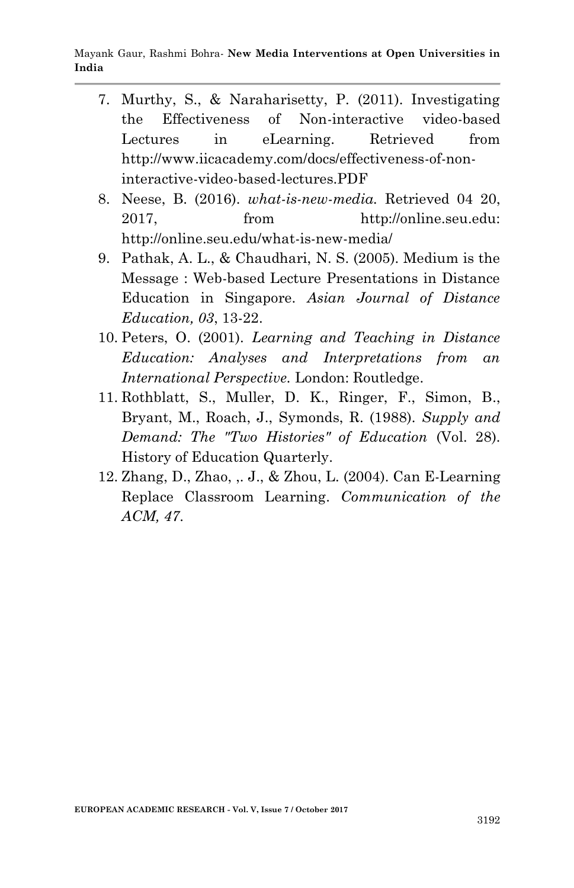7. Murthy, S., & Naraharisetty, P. (2011). Investigating the Effectiveness of Non-interactive video-based Lectures in eLearning. Retrieved from http://www.iicacademy.com/docs/effectiveness-of-non-interactive-video-based-lectures.PDF
8. Neese, B. (2016). *what-is-new-media.* Retrieved 04 20, 2017, from http://online.seu.edu: http://online.seu.edu/what-is-new-media/
9. Pathak, A. L., & Chaudhari, N. S. (2005). Medium is the Message : Web-based Lecture Presentations in Distance Education in Singapore. *Asian Journal of Distance Education, 03*, 13-22.
10. Peters, O. (2001). *Learning and Teaching in Distance Education: Analyses and Interpretations from an International Perspective.* London: Routledge.
11. Rothblatt, S., Muller, D. K., Ringer, F., Simon, B., Bryant, M., Roach, J., Symonds, R. (1988). *Supply and Demand: The "Two Histories" of Education* (Vol. 28). History of Education Quarterly.
12. Zhang, D., Zhao, ,. J., & Zhou, L. (2004). Can E-Learning Replace Classroom Learning. *Communication of the ACM, 47*.